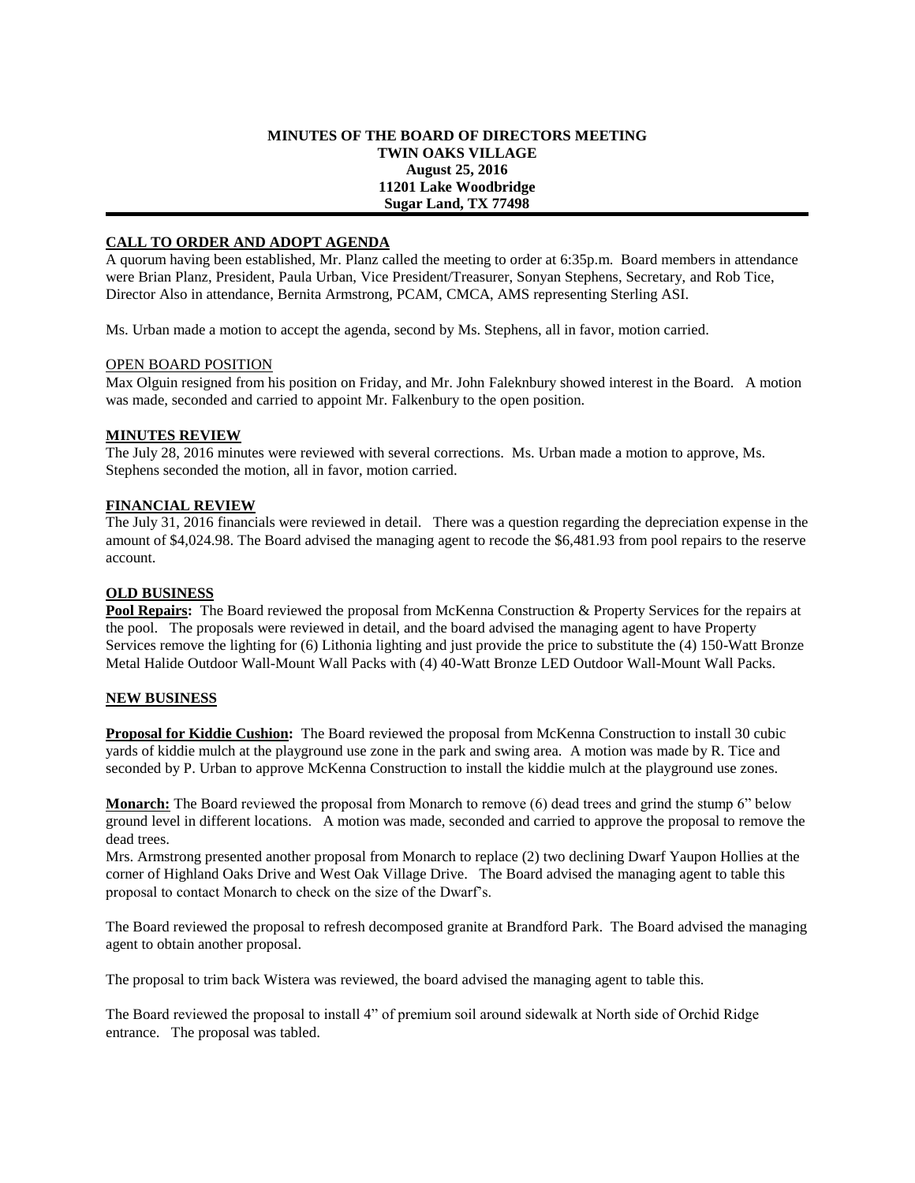# MINUTES OF THE BOARD OF DIRECTORS MEETING
## TWIN OAKS VILLAGE
**August 25, 2016**
**11201 Lake Woodbridge**
**Sugar Land, TX 77498**

---

**CALL TO ORDER AND ADOPT AGENDA**

A quorum having been established, Mr. Planz called the meeting to order at 6:35p.m. Board members in attendance were Brian Planz, President, Paula Urban, Vice President/Treasurer, Sonyan Stephens, Secretary, and Rob Tice, Director Also in attendance, Bernita Armstrong, PCAM, CMCA, AMS representing Sterling ASI.

Ms. Urban made a motion to accept the agenda, second by Ms. Stephens, all in favor, motion carried.

OPEN BOARD POSITION

Max Olguin resigned from his position on Friday, and Mr. John Faleknbury showed interest in the Board. A motion was made, seconded and carried to appoint Mr. Falkenbury to the open position.

**MINUTES REVIEW**

The July 28, 2016 minutes were reviewed with several corrections. Ms. Urban made a motion to approve, Ms. Stephens seconded the motion, all in favor, motion carried.

**FINANCIAL REVIEW**

The July 31, 2016 financials were reviewed in detail. There was a question regarding the depreciation expense in the amount of $4,024.98. The Board advised the managing agent to recode the $6,481.93 from pool repairs to the reserve account.

**OLD BUSINESS**

**Pool Repairs:** The Board reviewed the proposal from McKenna Construction & Property Services for the repairs at the pool. The proposals were reviewed in detail, and the board advised the managing agent to have Property Services remove the lighting for (6) Lithonia lighting and just provide the price to substitute the (4) 150-Watt Bronze Metal Halide Outdoor Wall-Mount Wall Packs with (4) 40-Watt Bronze LED Outdoor Wall-Mount Wall Packs.

**NEW BUSINESS**

**Proposal for Kiddie Cushion:** The Board reviewed the proposal from McKenna Construction to install 30 cubic yards of kiddie mulch at the playground use zone in the park and swing area. A motion was made by R. Tice and seconded by P. Urban to approve McKenna Construction to install the kiddie mulch at the playground use zones.

**Monarch:** The Board reviewed the proposal from Monarch to remove (6) dead trees and grind the stump 6" below ground level in different locations. A motion was made, seconded and carried to approve the proposal to remove the dead trees.

Mrs. Armstrong presented another proposal from Monarch to replace (2) two declining Dwarf Yaupon Hollies at the corner of Highland Oaks Drive and West Oak Village Drive. The Board advised the managing agent to table this proposal to contact Monarch to check on the size of the Dwarf's.

The Board reviewed the proposal to refresh decomposed granite at Brandford Park. The Board advised the managing agent to obtain another proposal.

The proposal to trim back Wistera was reviewed, the board advised the managing agent to table this.

The Board reviewed the proposal to install 4" of premium soil around sidewalk at North side of Orchid Ridge entrance. The proposal was tabled.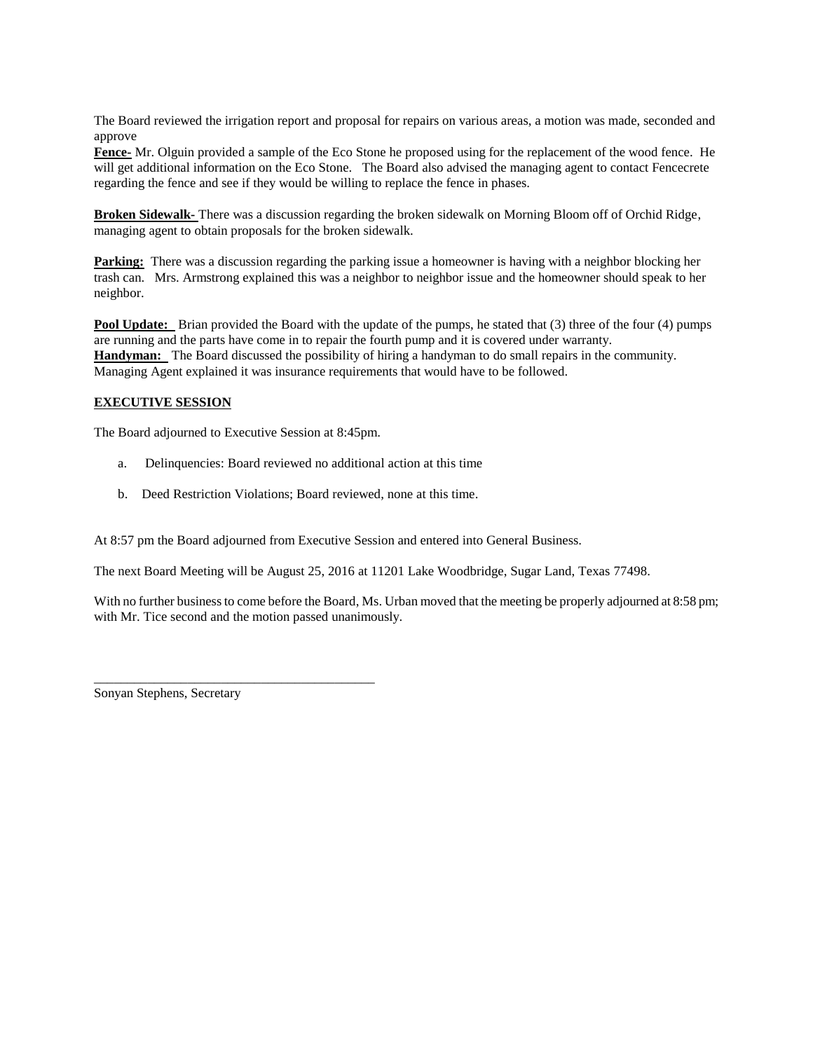The Board reviewed the irrigation report and proposal for repairs on various areas, a motion was made, seconded and approve

**Fence-** Mr. Olguin provided a sample of the Eco Stone he proposed using for the replacement of the wood fence. He will get additional information on the Eco Stone. The Board also advised the managing agent to contact Fencecrete regarding the fence and see if they would be willing to replace the fence in phases.

**Broken Sidewalk-** There was a discussion regarding the broken sidewalk on Morning Bloom off of Orchid Ridge, managing agent to obtain proposals for the broken sidewalk.

**Parking:** There was a discussion regarding the parking issue a homeowner is having with a neighbor blocking her trash can. Mrs. Armstrong explained this was a neighbor to neighbor issue and the homeowner should speak to her neighbor.

**Pool Update:** Brian provided the Board with the update of the pumps, he stated that (3) three of the four (4) pumps are running and the parts have come in to repair the fourth pump and it is covered under warranty.

**Handyman:** The Board discussed the possibility of hiring a handyman to do small repairs in the community. Managing Agent explained it was insurance requirements that would have to be followed.

**EXECUTIVE SESSION**

The Board adjourned to Executive Session at 8:45pm.

a. Delinquencies: Board reviewed no additional action at this time

b. Deed Restriction Violations; Board reviewed, none at this time.

At 8:57 pm the Board adjourned from Executive Session and entered into General Business.

The next Board Meeting will be August 25, 2016 at 11201 Lake Woodbridge, Sugar Land, Texas 77498.

With no further business to come before the Board, Ms. Urban moved that the meeting be properly adjourned at 8:58 pm; with Mr. Tice second and the motion passed unanimously.

\_\_\_\_\_\_\_\_\_\_\_\_\_\_\_\_\_\_\_\_\_\_\_\_\_\_\_\_\_\_\_\_\_\_\_\_\_\_\_\_\_\_\_\_

Sonyan Stephens, Secretary